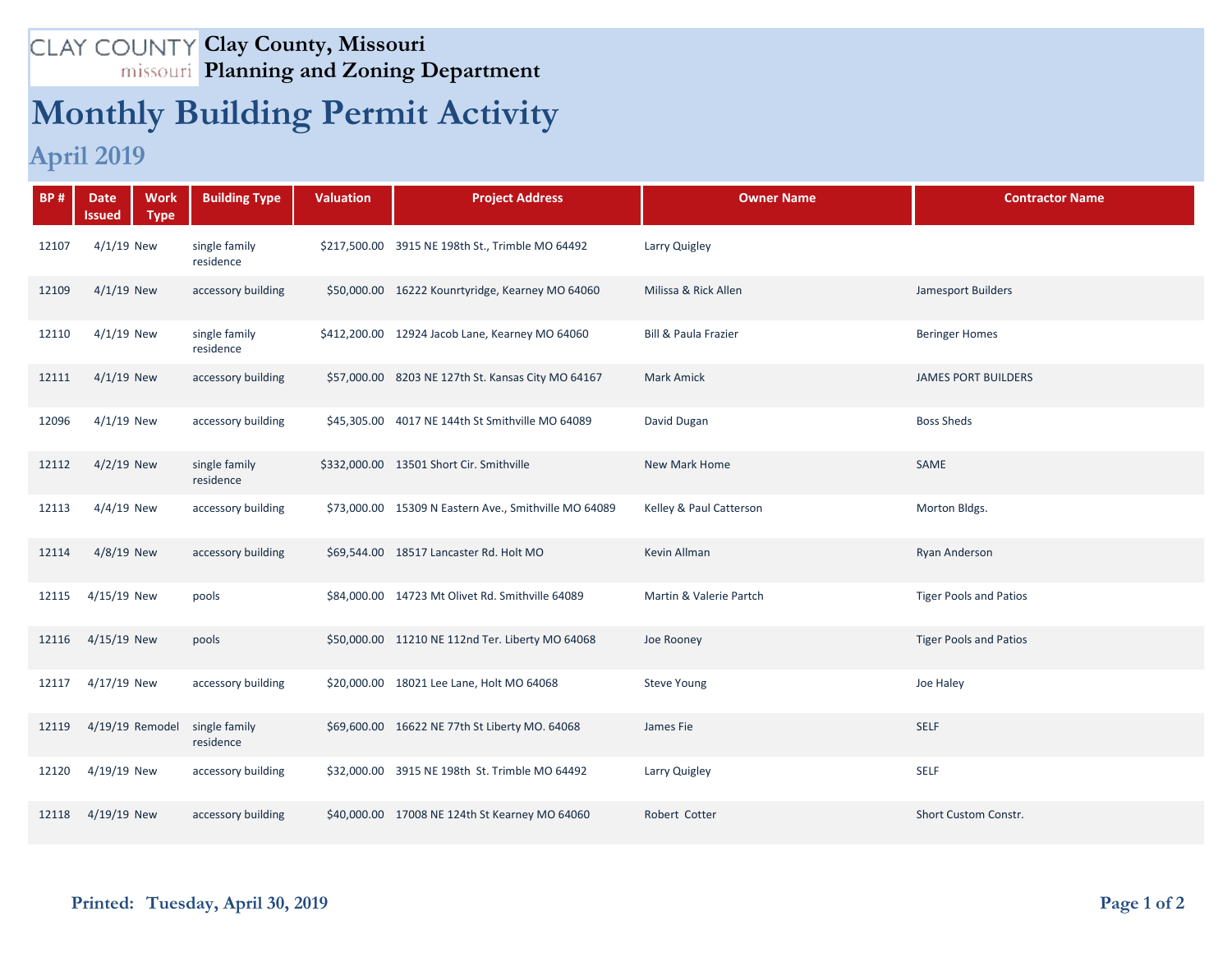CLAY COUNTY missouri **Clay County, Missouri**
**Planning and Zoning Department**

# Monthly Building Permit Activity

## April 2019

| BP # | Date Issued | Work Type | Building Type | Valuation | Project Address | Owner Name | Contractor Name |
|---|---|---|---|---|---|---|---|
| 12107 | 4/1/19 | New | single family residence | $217,500.00 | 3915 NE 198th St., Trimble MO 64492 | Larry Quigley | |
| 12109 | 4/1/19 | New | accessory building | $50,000.00 | 16222 Kounrtyridge, Kearney MO 64060 | Milissa & Rick Allen | Jamesport Builders |
| 12110 | 4/1/19 | New | single family residence | $412,200.00 | 12924 Jacob Lane, Kearney MO 64060 | Bill & Paula Frazier | Beringer Homes |
| 12111 | 4/1/19 | New | accessory building | $57,000.00 | 8203 NE 127th St. Kansas City MO 64167 | Mark Amick | JAMES PORT BUILDERS |
| 12096 | 4/1/19 | New | accessory building | $45,305.00 | 4017 NE 144th St Smithville MO 64089 | David Dugan | Boss Sheds |
| 12112 | 4/2/19 | New | single family residence | $332,000.00 | 13501 Short Cir. Smithville | New Mark Home | SAME |
| 12113 | 4/4/19 | New | accessory building | $73,000.00 | 15309 N Eastern Ave., Smithville MO 64089 | Kelley & Paul Catterson | Morton Bldgs. |
| 12114 | 4/8/19 | New | accessory building | $69,544.00 | 18517 Lancaster Rd. Holt MO | Kevin Allman | Ryan Anderson |
| 12115 | 4/15/19 | New | pools | $84,000.00 | 14723 Mt Olivet Rd. Smithville 64089 | Martin & Valerie Partch | Tiger Pools and Patios |
| 12116 | 4/15/19 | New | pools | $50,000.00 | 11210 NE 112nd Ter. Liberty MO 64068 | Joe Rooney | Tiger Pools and Patios |
| 12117 | 4/17/19 | New | accessory building | $20,000.00 | 18021 Lee Lane, Holt MO 64068 | Steve Young | Joe Haley |
| 12119 | 4/19/19 | Remodel | single family residence | $69,600.00 | 16622 NE 77th St Liberty MO. 64068 | James Fie | SELF |
| 12120 | 4/19/19 | New | accessory building | $32,000.00 | 3915 NE 198th St. Trimble MO 64492 | Larry Quigley | SELF |
| 12118 | 4/19/19 | New | accessory building | $40,000.00 | 17008 NE 124th St Kearney MO 64060 | Robert Cotter | Short Custom Constr. |

**Printed: Tuesday, April 30, 2019**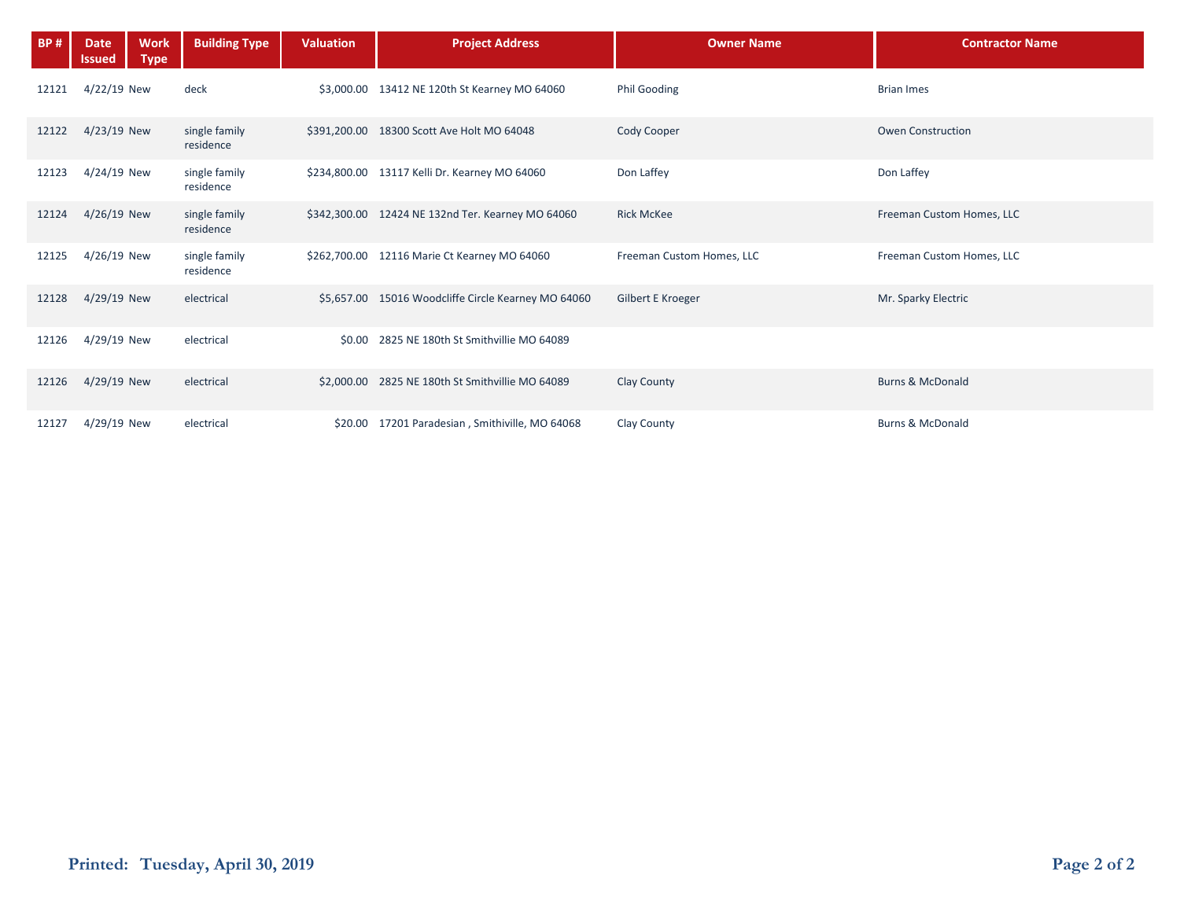| BP # | Date Issued | Work Type | Building Type | Valuation | Project Address | Owner Name | Contractor Name |
|---|---|---|---|---|---|---|---|
| 12121 | 4/22/19 | New | deck | $3,000.00 | 13412 NE 120th St Kearney MO 64060 | Phil Gooding | Brian Imes |
| 12122 | 4/23/19 | New | single family residence | $391,200.00 | 18300 Scott Ave Holt MO 64048 | Cody Cooper | Owen Construction |
| 12123 | 4/24/19 | New | single family residence | $234,800.00 | 13117 Kelli Dr. Kearney MO 64060 | Don Laffey | Don Laffey |
| 12124 | 4/26/19 | New | single family residence | $342,300.00 | 12424 NE 132nd Ter. Kearney MO 64060 | Rick McKee | Freeman Custom Homes, LLC |
| 12125 | 4/26/19 | New | single family residence | $262,700.00 | 12116 Marie Ct Kearney MO 64060 | Freeman Custom Homes, LLC | Freeman Custom Homes, LLC |
| 12128 | 4/29/19 | New | electrical | $5,657.00 | 15016 Woodcliffe Circle Kearney MO 64060 | Gilbert E Kroeger | Mr. Sparky Electric |
| 12126 | 4/29/19 | New | electrical | $0.00 | 2825 NE 180th St Smithvillie MO 64089 | | |
| 12126 | 4/29/19 | New | electrical | $2,000.00 | 2825 NE 180th St Smithvillie MO 64089 | Clay County | Burns & McDonald |
| 12127 | 4/29/19 | New | electrical | $20.00 | 17201 Paradesian , Smithiville, MO 64068 | Clay County | Burns & McDonald |

**Printed: Tuesday, April 30, 2019**